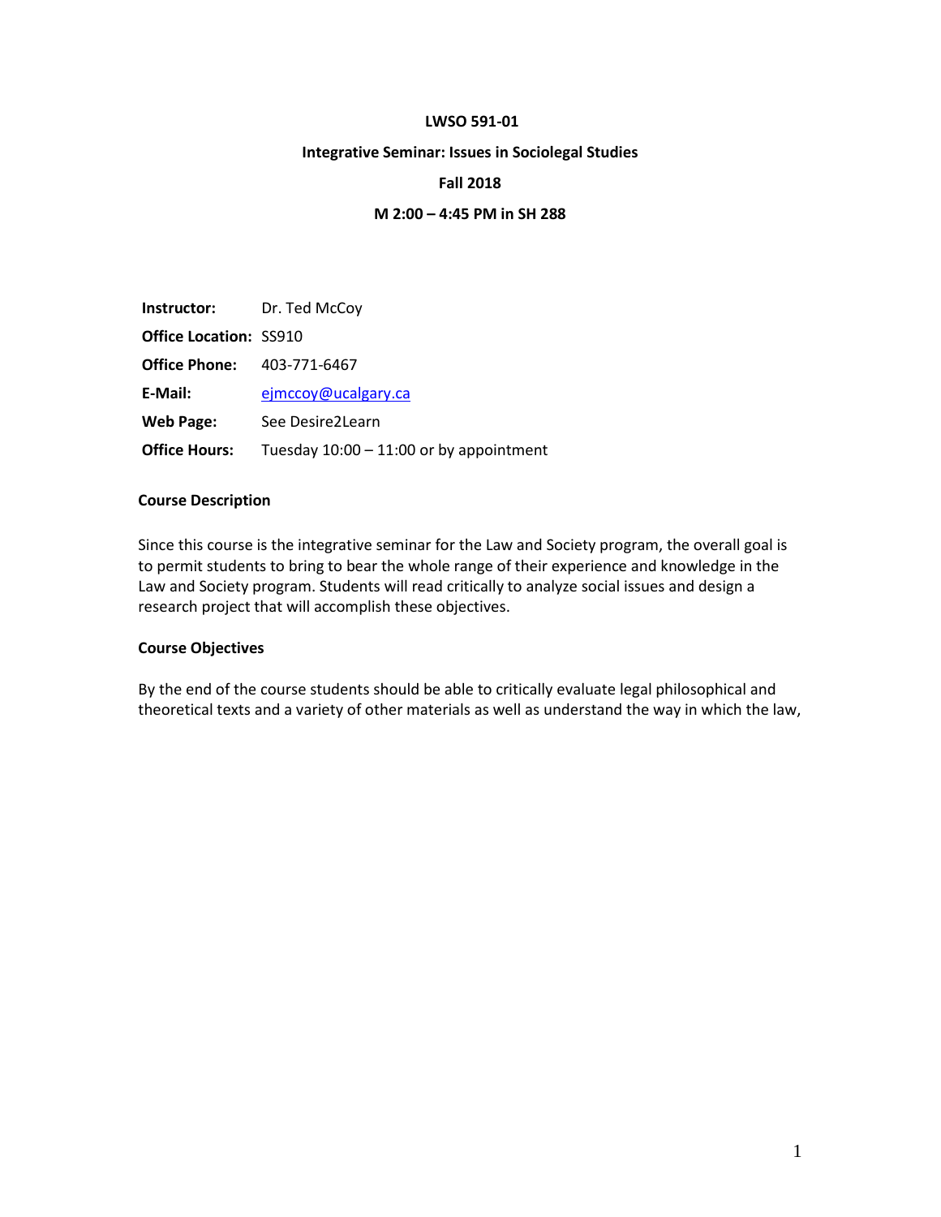**LWSO 591-01**

**Integrative Seminar: Issues in Sociolegal Studies**

**Fall 2018**

**M 2:00 – 4:45 PM in SH 288**

**Instructor:** Dr. Ted McCoy

**Office Location:** SS910

**Office Phone:** 403-771-6467

**E-Mail:** ejmccoy@ucalgary.ca

**Web Page:** See Desire2Learn

**Office Hours:** Tuesday 10:00 – 11:00 or by appointment

### Course Description

Since this course is the integrative seminar for the Law and Society program, the overall goal is to permit students to bring to bear the whole range of their experience and knowledge in the Law and Society program. Students will read critically to analyze social issues and design a research project that will accomplish these objectives.

### Course Objectives

By the end of the course students should be able to critically evaluate legal philosophical and theoretical texts and a variety of other materials as well as understand the way in which the law,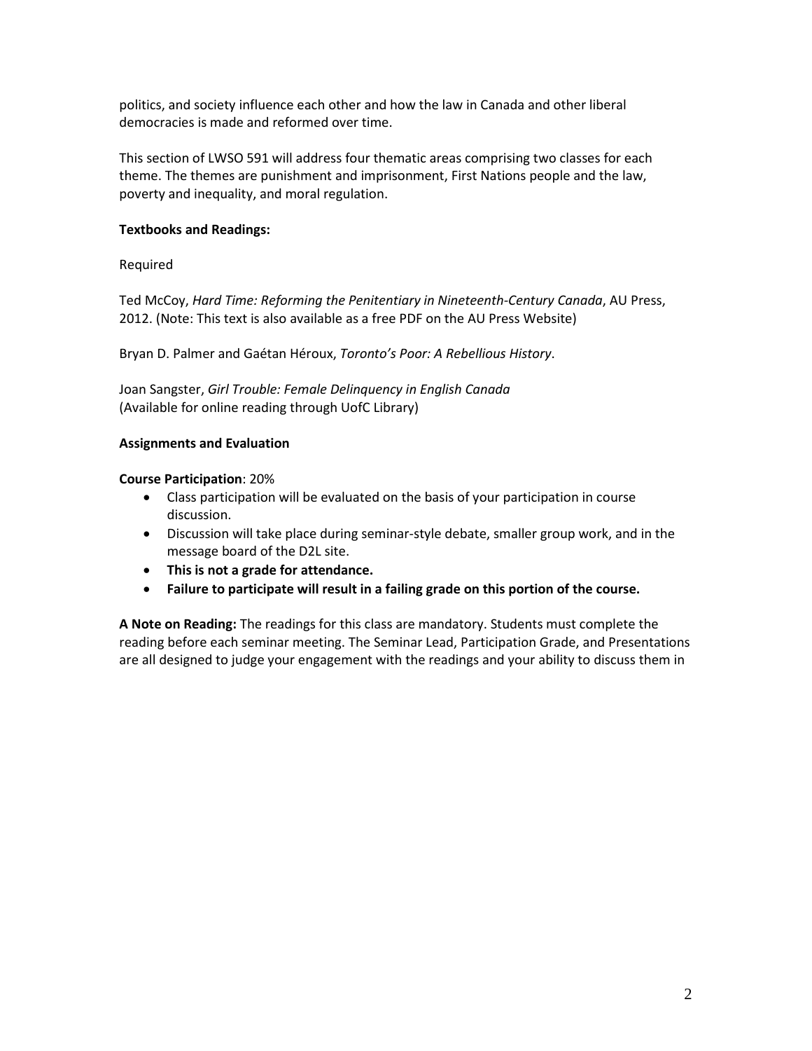politics, and society influence each other and how the law in Canada and other liberal democracies is made and reformed over time.

This section of LWSO 591 will address four thematic areas comprising two classes for each theme. The themes are punishment and imprisonment, First Nations people and the law, poverty and inequality, and moral regulation.

**Textbooks and Readings:**

Required

Ted McCoy, *Hard Time: Reforming the Penitentiary in Nineteenth-Century Canada*, AU Press, 2012. (Note: This text is also available as a free PDF on the AU Press Website)

Bryan D. Palmer and Gaétan Héroux, *Toronto's Poor: A Rebellious History*.

Joan Sangster, *Girl Trouble: Female Delinquency in English Canada*
(Available for online reading through UofC Library)

**Assignments and Evaluation**

**Course Participation**: 20%

- Class participation will be evaluated on the basis of your participation in course discussion.
- Discussion will take place during seminar-style debate, smaller group work, and in the message board of the D2L site.
- **This is not a grade for attendance.**
- **Failure to participate will result in a failing grade on this portion of the course.**

**A Note on Reading:** The readings for this class are mandatory. Students must complete the reading before each seminar meeting. The Seminar Lead, Participation Grade, and Presentations are all designed to judge your engagement with the readings and your ability to discuss them in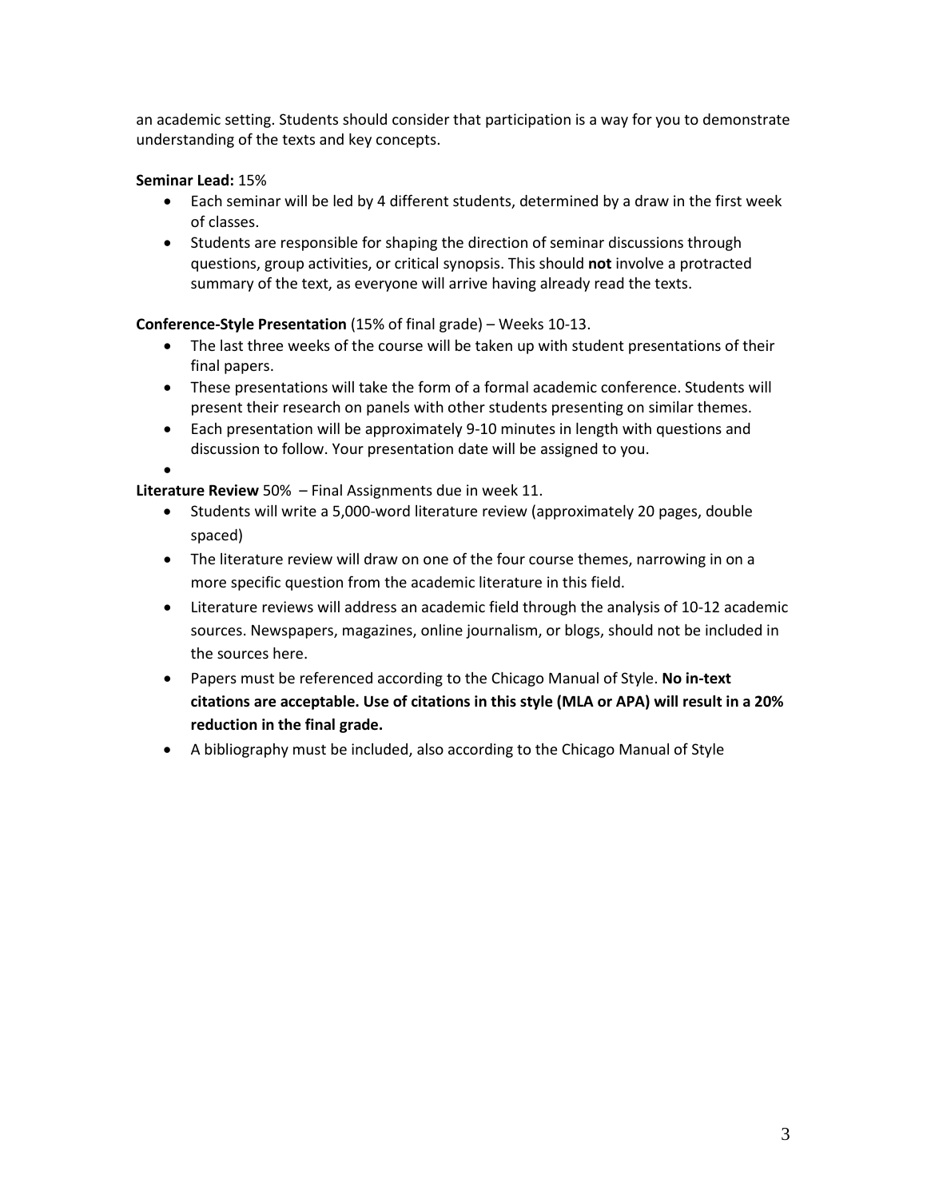an academic setting. Students should consider that participation is a way for you to demonstrate understanding of the texts and key concepts.

**Seminar Lead:** 15%

- Each seminar will be led by 4 different students, determined by a draw in the first week of classes.
- Students are responsible for shaping the direction of seminar discussions through questions, group activities, or critical synopsis. This should **not** involve a protracted summary of the text, as everyone will arrive having already read the texts.

**Conference-Style Presentation** (15% of final grade) – Weeks 10-13.

- The last three weeks of the course will be taken up with student presentations of their final papers.
- These presentations will take the form of a formal academic conference. Students will present their research on panels with other students presenting on similar themes.
- Each presentation will be approximately 9-10 minutes in length with questions and discussion to follow. Your presentation date will be assigned to you.

**Literature Review** 50% – Final Assignments due in week 11.

- Students will write a 5,000-word literature review (approximately 20 pages, double spaced)
- The literature review will draw on one of the four course themes, narrowing in on a more specific question from the academic literature in this field.
- Literature reviews will address an academic field through the analysis of 10-12 academic sources. Newspapers, magazines, online journalism, or blogs, should not be included in the sources here.
- Papers must be referenced according to the Chicago Manual of Style. **No in-text citations are acceptable. Use of citations in this style (MLA or APA) will result in a 20% reduction in the final grade.**
- A bibliography must be included, also according to the Chicago Manual of Style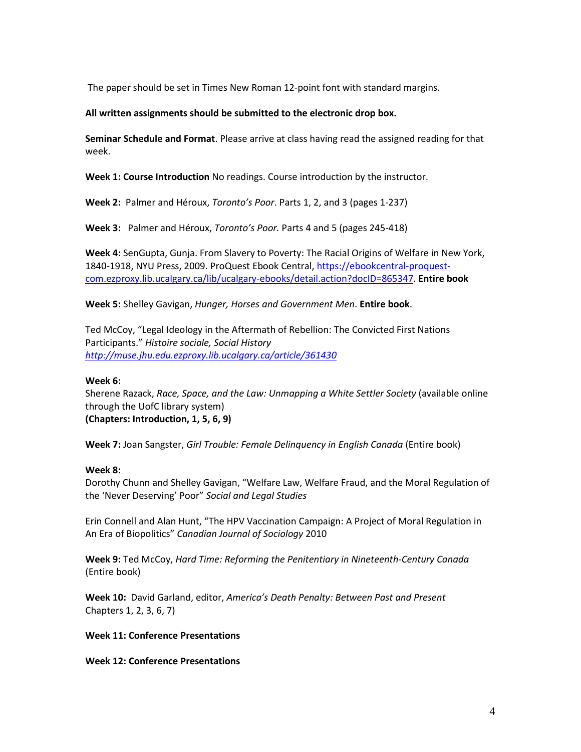The paper should be set in Times New Roman 12-point font with standard margins.

**All written assignments should be submitted to the electronic drop box.**

**Seminar Schedule and Format**. Please arrive at class having read the assigned reading for that week.

**Week 1: Course Introduction** No readings. Course introduction by the instructor.

**Week 2:** Palmer and Héroux, *Toronto's Poor*. Parts 1, 2, and 3 (pages 1-237)

**Week 3:** Palmer and Héroux, *Toronto's Poor.* Parts 4 and 5 (pages 245-418)

**Week 4:** SenGupta, Gunja. From Slavery to Poverty: The Racial Origins of Welfare in New York, 1840-1918, NYU Press, 2009. ProQuest Ebook Central, [https://ebookcentral-proquest-com.ezproxy.lib.ucalgary.ca/lib/ucalgary-ebooks/detail.action?docID=865347](https://ebookcentral-proquest-com.ezproxy.lib.ucalgary.ca/lib/ucalgary-ebooks/detail.action?docID=865347). **Entire book**

**Week 5:** Shelley Gavigan, *Hunger, Horses and Government Men*. **Entire book**.

Ted McCoy, "Legal Ideology in the Aftermath of Rebellion: The Convicted First Nations Participants." *Histoire sociale, Social History* *[http://muse.jhu.edu.ezproxy.lib.ucalgary.ca/article/361430](http://muse.jhu.edu.ezproxy.lib.ucalgary.ca/article/361430)*

**Week 6:**
Sherene Razack, *Race, Space, and the Law: Unmapping a White Settler Society* (available online through the UofC library system)
**(Chapters: Introduction, 1, 5, 6, 9)**

**Week 7:** Joan Sangster, *Girl Trouble: Female Delinquency in English Canada* (Entire book)

**Week 8:**
Dorothy Chunn and Shelley Gavigan, "Welfare Law, Welfare Fraud, and the Moral Regulation of the 'Never Deserving' Poor" *Social and Legal Studies*

Erin Connell and Alan Hunt, "The HPV Vaccination Campaign: A Project of Moral Regulation in An Era of Biopolitics" *Canadian Journal of Sociology* 2010

**Week 9:** Ted McCoy, *Hard Time: Reforming the Penitentiary in Nineteenth-Century Canada* (Entire book)

**Week 10:** David Garland, editor, *America's Death Penalty: Between Past and Present* Chapters 1, 2, 3, 6, 7)

**Week 11: Conference Presentations**

**Week 12: Conference Presentations**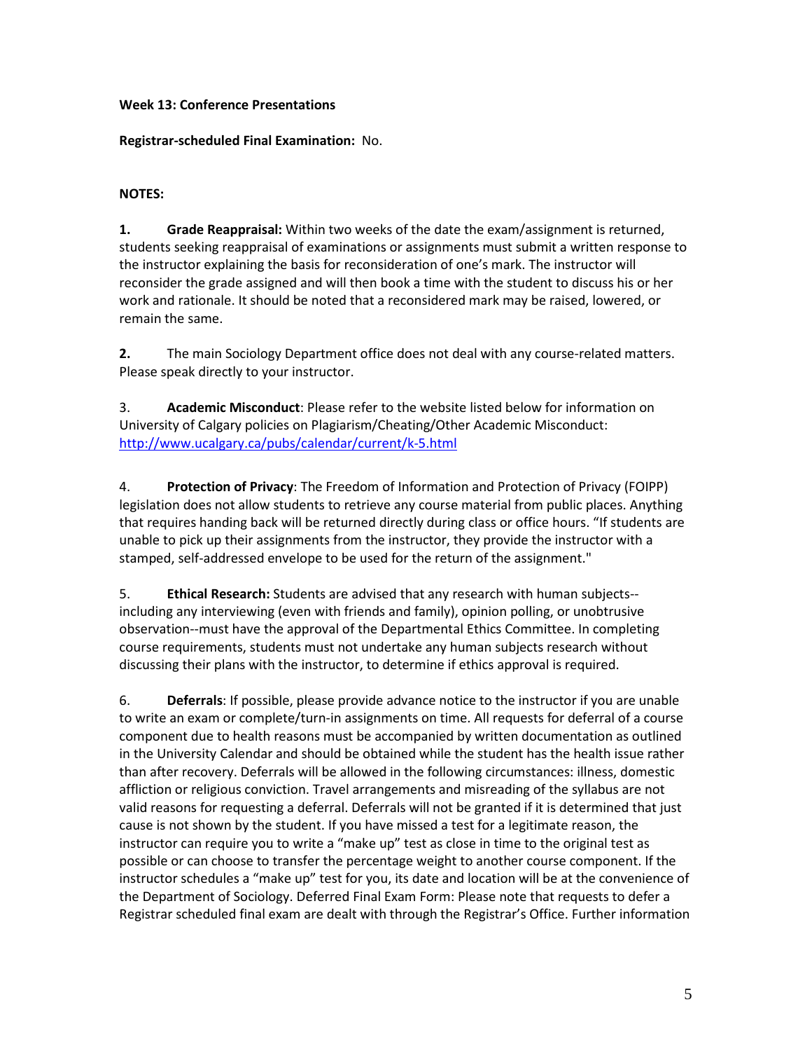**Week 13: Conference Presentations**

**Registrar-scheduled Final Examination:** No.

**NOTES:**

**1.** **Grade Reappraisal:** Within two weeks of the date the exam/assignment is returned, students seeking reappraisal of examinations or assignments must submit a written response to the instructor explaining the basis for reconsideration of one's mark. The instructor will reconsider the grade assigned and will then book a time with the student to discuss his or her work and rationale. It should be noted that a reconsidered mark may be raised, lowered, or remain the same.

**2.** The main Sociology Department office does not deal with any course-related matters. Please speak directly to your instructor.

3. **Academic Misconduct**: Please refer to the website listed below for information on University of Calgary policies on Plagiarism/Cheating/Other Academic Misconduct: http://www.ucalgary.ca/pubs/calendar/current/k-5.html

4. **Protection of Privacy**: The Freedom of Information and Protection of Privacy (FOIPP) legislation does not allow students to retrieve any course material from public places. Anything that requires handing back will be returned directly during class or office hours. "If students are unable to pick up their assignments from the instructor, they provide the instructor with a stamped, self-addressed envelope to be used for the return of the assignment."

5. **Ethical Research:** Students are advised that any research with human subjects--including any interviewing (even with friends and family), opinion polling, or unobtrusive observation--must have the approval of the Departmental Ethics Committee. In completing course requirements, students must not undertake any human subjects research without discussing their plans with the instructor, to determine if ethics approval is required.

6. **Deferrals**: If possible, please provide advance notice to the instructor if you are unable to write an exam or complete/turn-in assignments on time. All requests for deferral of a course component due to health reasons must be accompanied by written documentation as outlined in the University Calendar and should be obtained while the student has the health issue rather than after recovery. Deferrals will be allowed in the following circumstances: illness, domestic affliction or religious conviction. Travel arrangements and misreading of the syllabus are not valid reasons for requesting a deferral. Deferrals will not be granted if it is determined that just cause is not shown by the student. If you have missed a test for a legitimate reason, the instructor can require you to write a "make up" test as close in time to the original test as possible or can choose to transfer the percentage weight to another course component. If the instructor schedules a "make up" test for you, its date and location will be at the convenience of the Department of Sociology. Deferred Final Exam Form: Please note that requests to defer a Registrar scheduled final exam are dealt with through the Registrar's Office. Further information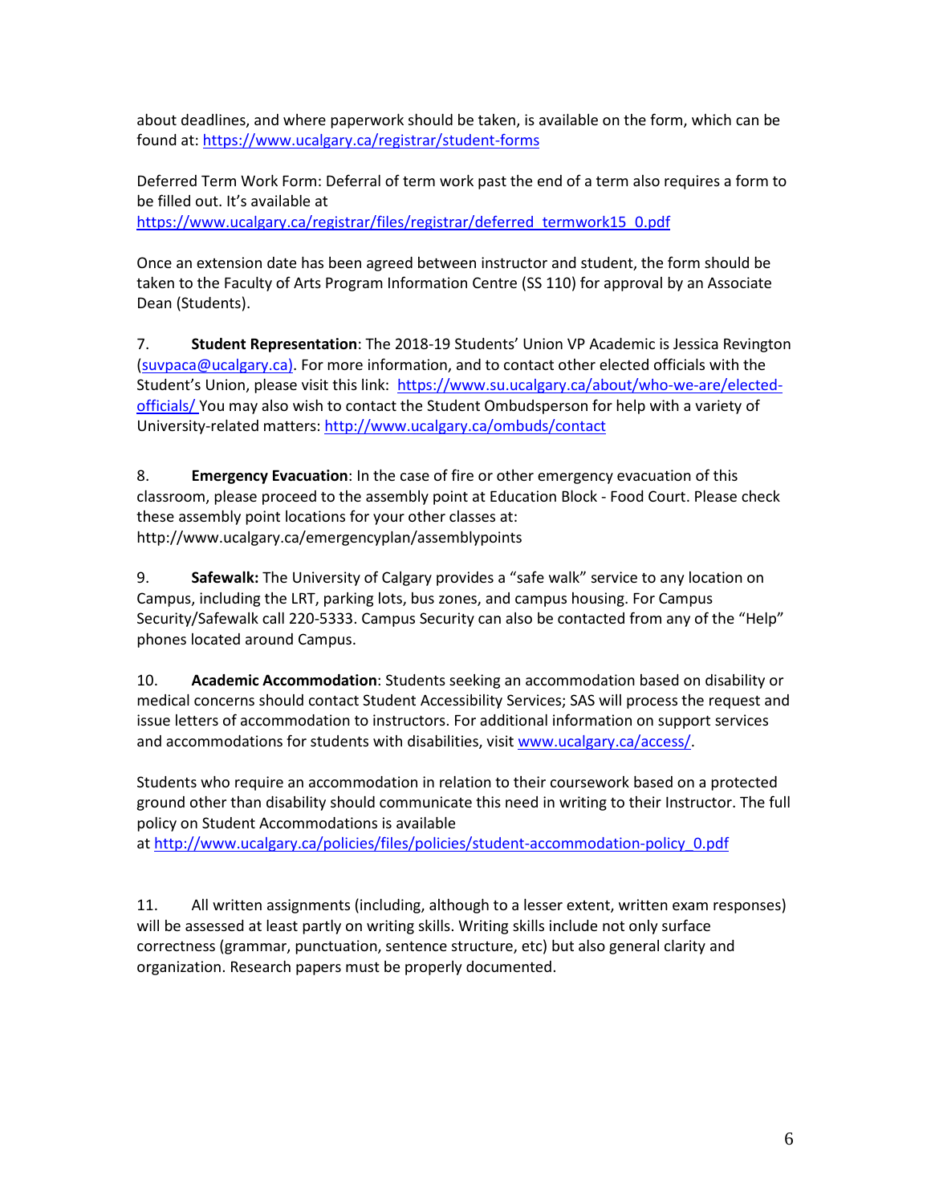about deadlines, and where paperwork should be taken, is available on the form, which can be found at: https://www.ucalgary.ca/registrar/student-forms

Deferred Term Work Form: Deferral of term work past the end of a term also requires a form to be filled out. It's available at https://www.ucalgary.ca/registrar/files/registrar/deferred_termwork15_0.pdf

Once an extension date has been agreed between instructor and student, the form should be taken to the Faculty of Arts Program Information Centre (SS 110) for approval by an Associate Dean (Students).

7. **Student Representation**: The 2018-19 Students' Union VP Academic is Jessica Revington (suvpaca@ucalgary.ca). For more information, and to contact other elected officials with the Student's Union, please visit this link: https://www.su.ucalgary.ca/about/who-we-are/elected-officials/ You may also wish to contact the Student Ombudsperson for help with a variety of University-related matters: http://www.ucalgary.ca/ombuds/contact

8. **Emergency Evacuation**: In the case of fire or other emergency evacuation of this classroom, please proceed to the assembly point at Education Block - Food Court. Please check these assembly point locations for your other classes at: http://www.ucalgary.ca/emergencyplan/assemblypoints

9. **Safewalk:** The University of Calgary provides a "safe walk" service to any location on Campus, including the LRT, parking lots, bus zones, and campus housing. For Campus Security/Safewalk call 220-5333. Campus Security can also be contacted from any of the "Help" phones located around Campus.

10. **Academic Accommodation**: Students seeking an accommodation based on disability or medical concerns should contact Student Accessibility Services; SAS will process the request and issue letters of accommodation to instructors. For additional information on support services and accommodations for students with disabilities, visit www.ucalgary.ca/access/.

Students who require an accommodation in relation to their coursework based on a protected ground other than disability should communicate this need in writing to their Instructor. The full policy on Student Accommodations is available at http://www.ucalgary.ca/policies/files/policies/student-accommodation-policy_0.pdf

11. All written assignments (including, although to a lesser extent, written exam responses) will be assessed at least partly on writing skills. Writing skills include not only surface correctness (grammar, punctuation, sentence structure, etc) but also general clarity and organization. Research papers must be properly documented.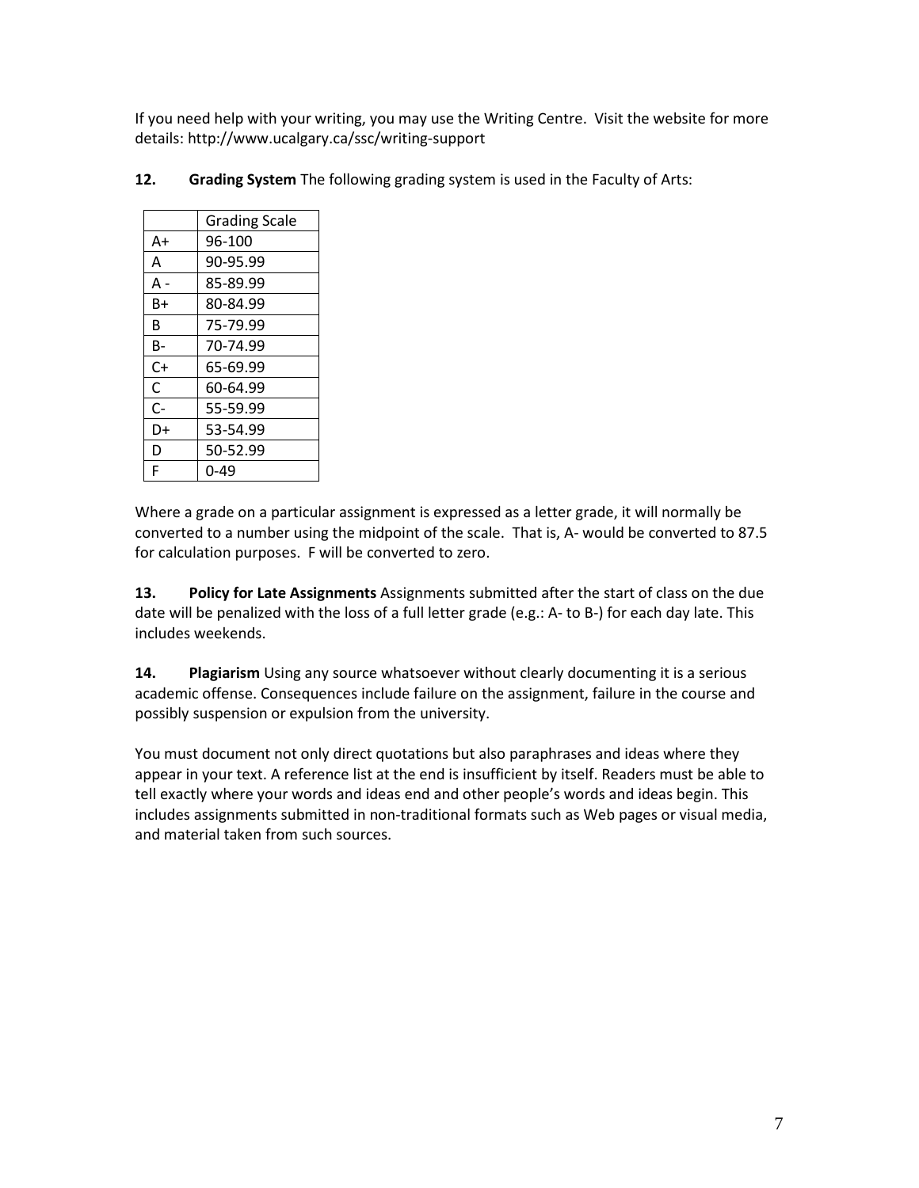If you need help with your writing, you may use the Writing Centre. Visit the website for more details: http://www.ucalgary.ca/ssc/writing-support

**12. Grading System** The following grading system is used in the Faculty of Arts:

| | Grading Scale |
|---|---|
| A+ | 96-100 |
| A | 90-95.99 |
| A - | 85-89.99 |
| B+ | 80-84.99 |
| B | 75-79.99 |
| B- | 70-74.99 |
| C+ | 65-69.99 |
| C | 60-64.99 |
| C- | 55-59.99 |
| D+ | 53-54.99 |
| D | 50-52.99 |
| F | 0-49 |

Where a grade on a particular assignment is expressed as a letter grade, it will normally be converted to a number using the midpoint of the scale. That is, A- would be converted to 87.5 for calculation purposes. F will be converted to zero.

**13. Policy for Late Assignments** Assignments submitted after the start of class on the due date will be penalized with the loss of a full letter grade (e.g.: A- to B-) for each day late. This includes weekends.

**14. Plagiarism** Using any source whatsoever without clearly documenting it is a serious academic offense. Consequences include failure on the assignment, failure in the course and possibly suspension or expulsion from the university.

You must document not only direct quotations but also paraphrases and ideas where they appear in your text. A reference list at the end is insufficient by itself. Readers must be able to tell exactly where your words and ideas end and other people's words and ideas begin. This includes assignments submitted in non-traditional formats such as Web pages or visual media, and material taken from such sources.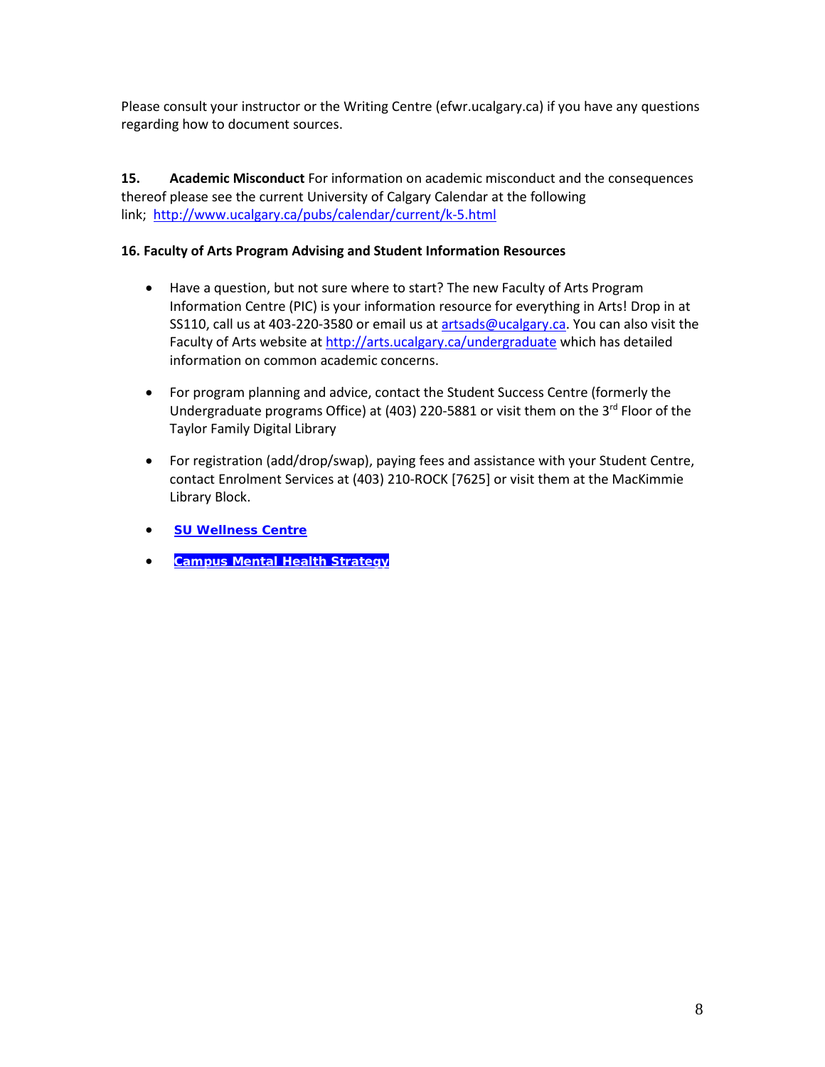Please consult your instructor or the Writing Centre (efwr.ucalgary.ca) if you have any questions regarding how to document sources.

**15. Academic Misconduct** For information on academic misconduct and the consequences thereof please see the current University of Calgary Calendar at the following link; http://www.ucalgary.ca/pubs/calendar/current/k-5.html

**16. Faculty of Arts Program Advising and Student Information Resources**

- Have a question, but not sure where to start? The new Faculty of Arts Program Information Centre (PIC) is your information resource for everything in Arts! Drop in at SS110, call us at 403-220-3580 or email us at artsads@ucalgary.ca. You can also visit the Faculty of Arts website at http://arts.ucalgary.ca/undergraduate which has detailed information on common academic concerns.

- For program planning and advice, contact the Student Success Centre (formerly the Undergraduate programs Office) at (403) 220-5881 or visit them on the 3rd Floor of the Taylor Family Digital Library

- For registration (add/drop/swap), paying fees and assistance with your Student Centre, contact Enrolment Services at (403) 210-ROCK [7625] or visit them at the MacKimmie Library Block.

- **SU Wellness Centre**

- **Campus Mental Health Strategy**